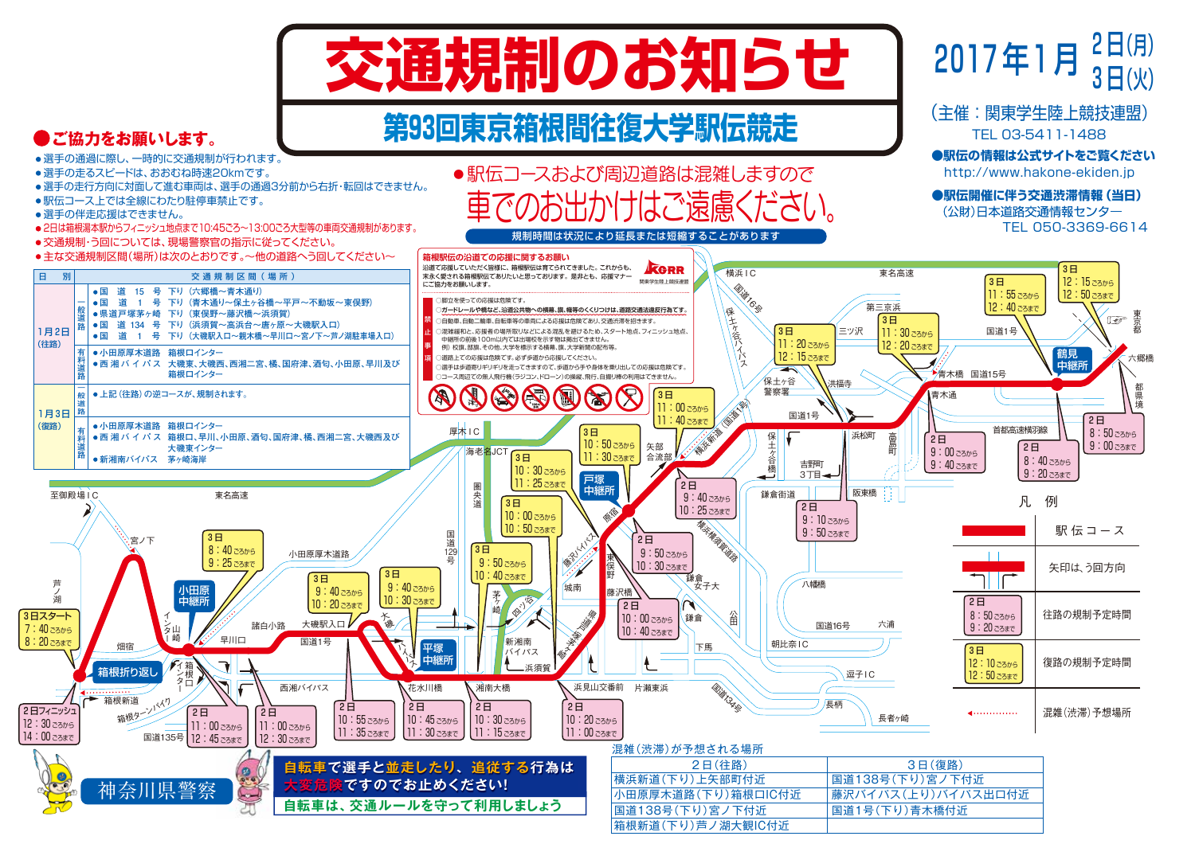# 交通規制のお知らせ

## 第93回東京箱根間往復大学駅伝競走

2017年1月 2日(月) 3日(火)

（主催：関東学生陸上競技連盟）
TEL 03-5411-1488

**●駅伝の情報は公式サイトをご覧ください**
http://www.hakone-ekiden.jp

**●駅伝開催に伴う交通渋滞情報（当日）**
（公財）日本道路交通情報センター
TEL 050-3369-6614

## ●ご協力をお願いします。

- 選手の通過に際し、一時的に交通規制が行われます。
- 選手の走るスピードは、おおむね時速20kmです。
- 選手の走行方向に対面して進む車両は、選手の通過3分前から右折・転回はできません。
- 駅伝コース上では全線にわたり駐停車禁止です。
- 選手の伴走応援はできません。
- 2日は箱根湯本駅からフィニッシュ地点まで10:45ごろ~13:00ごろ大型等の車両交通規制があります。
- 交通規制・う回については、現場警察官の指示に従ってください。
- 主な交通規制区間（場所）は次のとおりです。~他の道路へう回してください~

●駅伝コースおよび周辺道路は混雑しますので

**車でのお出かけはご遠慮ください。**

規制時間は状況により延長または短縮することがあります

| 日　別 | | 交通規制区間（場所） |
|---|---|---|
| 1月2日（往路） | 一般道路 | ●国道15号 下り（六郷橋~青木通り）<br>●国道1号 下り（青木通り~保土ヶ谷橋~平戸~不動坂~東俣野）<br>●県道戸塚茅ヶ崎 下り（東俣野~藤沢橋~浜須賀）<br>●国道134号 下り（浜須賀~高浜台~唐ヶ原~大磯駅入口）<br>●国道1号 下り（大磯駅入口~親木橋~早川口~宮ノ下~芦ノ湖駐車場入口） |
| | 有料道路 | ●小田原厚木道路　箱根口インター<br>●西湘バイパス　大磯東、大磯西、西湘二宮、橘、国府津、酒匂、小田原、早川及び箱根口インター |
| 1月3日（復路） | 一般道路 | ●上記（往路）の逆コースが、規制されます。 |
| | 有料道路 | ●小田原厚木道路　箱根口インター<br>●西湘バイパス　箱根口、早川、小田原、酒匂、国府津、橘、西湘二宮、大磯西及び大磯東インター<br>●新湘南バイパス　茅ヶ崎海岸 |

**箱根駅伝の沿道での応援に関するお願い**

沿道で応援していただく皆様に、箱根駅伝は育てられてきました。これからも、末永く愛される箱根駅伝でありたいと思っております。是非とも、応援マナーにご協力をお願いいたします。

禁止事項
- 歩道上を走っての応援は危険です。
- ガードレールや橋など、沿道公共物への横断、旗、幟等のくくりつけは、道路交通法違反行為です。
- 自動車、自動二輪車、自転車等の車両による応援は危険であり、交通渋滞を招きます。
- 混雑緩和と、応援者の場所取りなどによる混乱を避けるため、スタート地点、フィニッシュ地点、中継所の前後100m以内では出場校を示す物は掲出できません。例）校旗、部旗、その他、大学を標示する横幕、旗、大学新聞の配布等。
- 道路上での応援は危険です。必ず歩道から応援してください。
- 選手は歩道側ギリギリを走ってきますので、歩道から手や身体を乗り出しての応援は危険です。
- コース周辺での無人飛行機（ラジコン、ドローン）の操縦、飛行、自撮り棒の利用はできません。

### 規制予定時間（地図より）

| 場所 | 2日（往路） | 3日（復路） |
|---|---|---|
| 六郷橋付近 | 8:50ごろから 9:00ごろまで | 12:15ごろから 12:50ごろまで |
| 鶴見中継所付近 | 8:40ごろから 9:20ごろまで | 11:55ごろから 12:40ごろまで |
| 青木通付近 | 9:00ごろから 9:40ごろまで | 11:30ごろから 12:20ごろまで |
| 保土ヶ谷付近 | 9:10ごろから 9:50ごろまで | 11:20ごろから 12:15ごろまで |
| 横浜新道付近 | 9:40ごろから 10:25ごろまで | 11:00ごろから 11:40ごろまで |
| 戸塚中継所付近 | 9:50ごろから 10:30ごろまで | 10:50ごろから 11:30ごろまで |
| 藤沢橋付近 | 10:00ごろから 10:40ごろまで | 10:30ごろから 11:25ごろまで |
| 浜見山交番前付近 | 10:20ごろから 11:00ごろまで | 10:00ごろから 10:50ごろまで |
| 湘南大橋付近 | 10:30ごろから 11:15ごろまで | 9:50ごろから 10:40ごろまで |
| 花水川橋付近 | 10:45ごろから 11:30ごろまで | 9:40ごろから 10:30ごろまで |
| 大磯付近 | 10:55ごろから 11:35ごろまで | 9:40ごろから 10:20ごろまで |
| 小田原中継所付近 | 11:00ごろから 12:30ごろまで | 8:40ごろから 9:25ごろまで |
| 箱根口付近 | 11:00ごろから 12:45ごろまで | |
| 芦ノ湖 | 2日フィニッシュ 12:30ごろから 14:00ごろまで | 3日スタート 7:40ごろから 8:20ごろまで |

### 凡　例

- 駅伝コース
- 矢印は、う回方向
- 往路の規制予定時間（2日 8:50ごろから 9:20ごろまで）
- 復路の規制予定時間（3日 12:10ごろから 12:50ごろまで）
- 混雑（渋滞）予想場所

### 混雑（渋滞）が予想される場所

| 2日（往路） | 3日（復路） |
|---|---|
| 横浜新道（下り）上矢部町付近 | 国道138号（下り）宮ノ下付近 |
| 小田原厚木道路（下り）箱根口IC付近 | 藤沢バイパス（上り）バイパス出口付近 |
| 国道138号（下り）宮ノ下付近 | 国道1号（下り）青木橋付近 |
| 箱根新道（下り）芦ノ湖大観IC付近 | |

**自転車で選手と並走したり、追従する行為は大変危険ですのでお止めください!**
**自転車は、交通ルールを守って利用しましょう**

神奈川県警察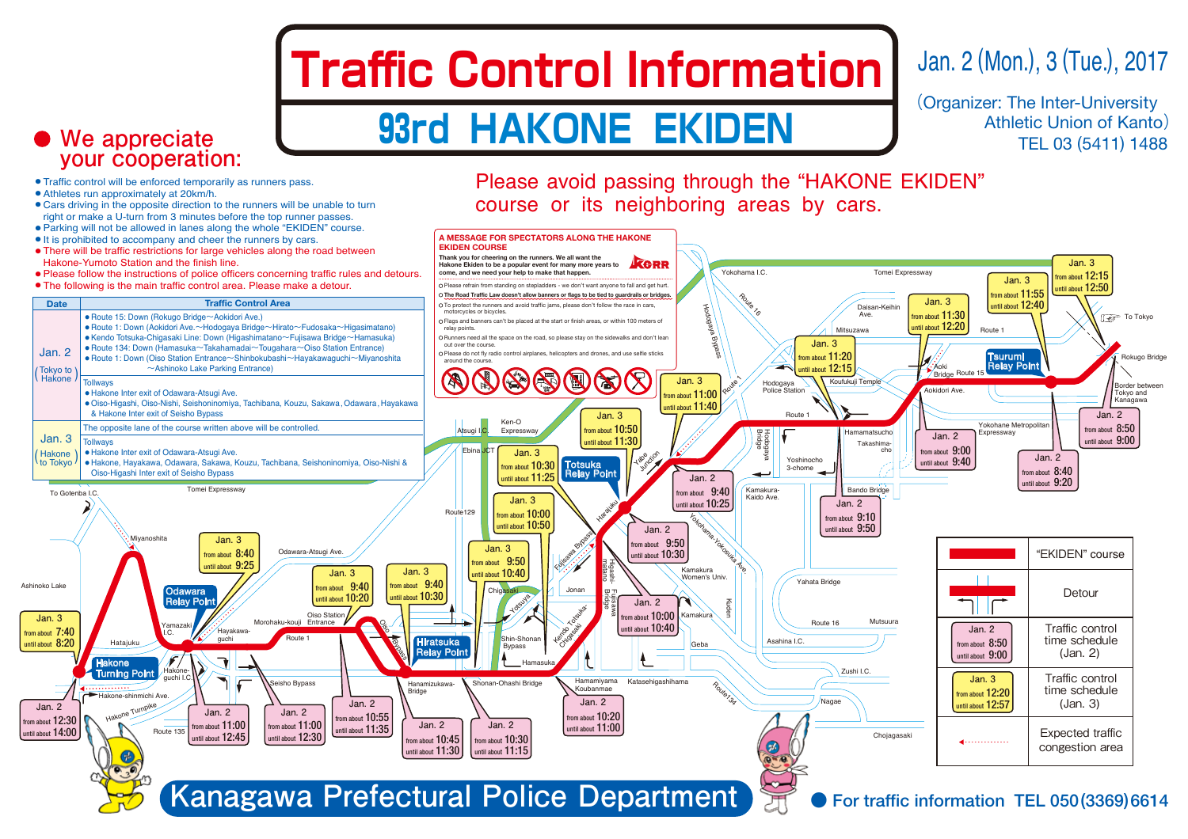# Traffic Control Information

## 93rd HAKONE EKIDEN

Jan. 2 (Mon.), 3 (Tue.), 2017

(Organizer: The Inter-University Athletic Union of Kanto)
TEL 03 (5411) 1488

## We appreciate your cooperation:

- Traffic control will be enforced temporarily as runners pass.
- Athletes run approximately at 20km/h.
- Cars driving in the opposite direction to the runners will be unable to turn right or make a U-turn from 3 minutes before the top runner passes.
- Parking will not be allowed in lanes along the whole "EKIDEN" course.
- It is prohibited to accompany and cheer the runners by cars.
- There will be traffic restrictions for large vehicles along the road between Hakone-Yumoto Station and the finish line.
- Please follow the instructions of police officers concerning traffic rules and detours.
- The following is the main traffic control area. Please make a detour.

| Date | Traffic Control Area |
|---|---|
| Jan. 2 (Tokyo to Hakone) | • Route 15: Down (Rokugo Bridge~Aokidori Ave.) • Route 1: Down (Aokidori Ave.~Hodogaya Bridge~Hirato~Fudosaka~Higasimatano) • Kendo Totsuka-Chigasaki Line: Down (Higashimatano~Fujisawa Bridge~Hamasuka) • Route 134: Down (Hamasuka~Takahamadai~Tougahara~Oiso Station Entrance) • Route 1: Down (Oiso Station Entrance~Shinbokubashi~Hayakawaguchi~Miyanoshita ~Ashinoko Lake Parking Entrance) |
| | Tollways • Hakone Inter exit of Odawara-Atsugi Ave. • Oiso-Higashi, Oiso-Nishi, Seishoninomiya, Tachibana, Kouzu, Sakawa, Odawara, Hayakawa & Hakone Inter exit of Seisho Bypass |
| Jan. 3 (Hakone to Tokyo) | The opposite lane of the course written above will be controlled. |
| | Tollways • Hakone Inter exit of Odawara-Atsugi Ave. • Hakone, Hayakawa, Odawara, Sakawa, Kouzu, Tachibana, Seishoninomiya, Oiso-Nishi & Oiso-Higashi Inter exit of Seisho Bypass |

## Please avoid passing through the "HAKONE EKIDEN" course or its neighboring areas by cars.

### A MESSAGE FOR SPECTATORS ALONG THE HAKONE EKIDEN COURSE

Thank you for cheering on the runners. We all want the Hakone Ekiden to be a popular event for many more years to come, and we need your help to make that happen.

- Please refrain from standing on stepladders - we don't want anyone to fall and get hurt.
- The Road Traffic Law doesn't allow banners or flags to be tied to guardrails or bridges.
- To protect the runners and avoid traffic jams, please don't follow the race in cars, motorcycles or bicycles.
- Flags and banners can't be placed at the start or finish areas, or within 100 meters of relay points.
- Runners need all the space on the road, so please stay on the sidewalks and don't lean out over the course.
- Please do not fly radio control airplanes, helicopters and drones, and use selfie sticks around the course.

KGRR

Yokohama I.C. / Tomei Expressway / Route 16 / Hodogaya Bypass / Daisan-Keihin Ave. / Mitsuzawa / Route 1 / To Tokyo / Rokugo Bridge / Border between Tokyo and Kanagawa / Tsurumi Relay Point / Aoki Bridge / Route 15 / Aokidori Ave. / Koufukuji Temple / Hodogaya Police Station / Hamamatsucho / Takashima-cho / Yokohane Metropolitan Expressway / Hodogaya Bridge / Yoshinocho 3-chome / Bando Bridge / Kamakura-Kaido Ave. / Yokohama-Yokosuka Ave. / Kamakura Women's Univ. / Yahata Bridge / Kuden / Route 16 / Mutsuura / Asahina I.C. / Geba / Kamakura / Zushi I.C. / Nagae / Chojagasaki / Route134 / Katasehigashihama / Hamamiyama Koubanmae / Hamasuka / Kendo Totsuka-Chigasaki / Higashi-matano / Fujisawa Bridge / Fujisawa Bypass / Harajuku / Yabe Junction / Totsuka Relay Point / Ken-O Expressway / Atsugi I.C. / Ebina JCT / Route129 / Jonan / Yotsuya / Chigasaki / Shin-Shonan Bypass / Shonan-Ohashi Bridge / Hanamizukawa-Bridge / Hiratsuka Relay Point / Oiso Bypass / Oiso Station Entrance / Morohako-kouji / Route 1 / Odawara-Atsugi Ave. / Seisho Bypass / Odawara Relay Point / Yamazaki I.C. / Hayakawa-guchi / Hakone-guchi I.C. / Hatajuku / Miyanoshita / To Gotenba I.C. / Tomei Expressway / Ashinoko Lake / Hakone Turning Point / Hakone-shinmichi Ave. / Hakone Turnpike / Route 135

Jan. 2 from about 8:40 until about 9:20
Jan. 2 from about 8:50 until about 9:00
Jan. 2 from about 9:00 until about 9:40
Jan. 2 from about 9:10 until about 9:50
Jan. 2 from about 9:40 until about 10:25
Jan. 2 from about 9:50 until about 10:30
Jan. 2 from about 10:00 until about 10:40
Jan. 2 from about 10:20 until about 11:00
Jan. 2 from about 10:30 until about 11:15
Jan. 2 from about 10:45 until about 11:30
Jan. 2 from about 10:55 until about 11:35
Jan. 2 from about 11:00 until about 12:30
Jan. 2 from about 11:00 until about 12:45
Jan. 2 from about 12:30 until about 14:00

Jan. 3 from about 7:40 until about 8:20
Jan. 3 from about 8:40 until about 9:25
Jan. 3 from about 9:40 until about 10:20
Jan. 3 from about 9:40 until about 10:30
Jan. 3 from about 9:50 until about 10:40
Jan. 3 from about 10:00 until about 10:50
Jan. 3 from about 10:30 until about 11:25
Jan. 3 from about 10:50 until about 11:30
Jan. 3 from about 11:00 until about 11:40
Jan. 3 from about 11:20 until about 12:15
Jan. 3 from about 11:30 until about 12:20
Jan. 3 from about 11:55 until about 12:40
Jan. 3 from about 12:15 until about 12:50

| | |
|---|---|
| (red line) | "EKIDEN" course |
| (red line with arrows) | Detour |
| Jan. 2 from about 8:50 until about 9:00 | Traffic control time schedule (Jan. 2) |
| Jan. 3 from about 12:20 until about 12:57 | Traffic control time schedule (Jan. 3) |
| (dotted arrow) | Expected traffic congestion area |

Kanagawa Prefectural Police Department

For traffic information TEL 050(3369)6614